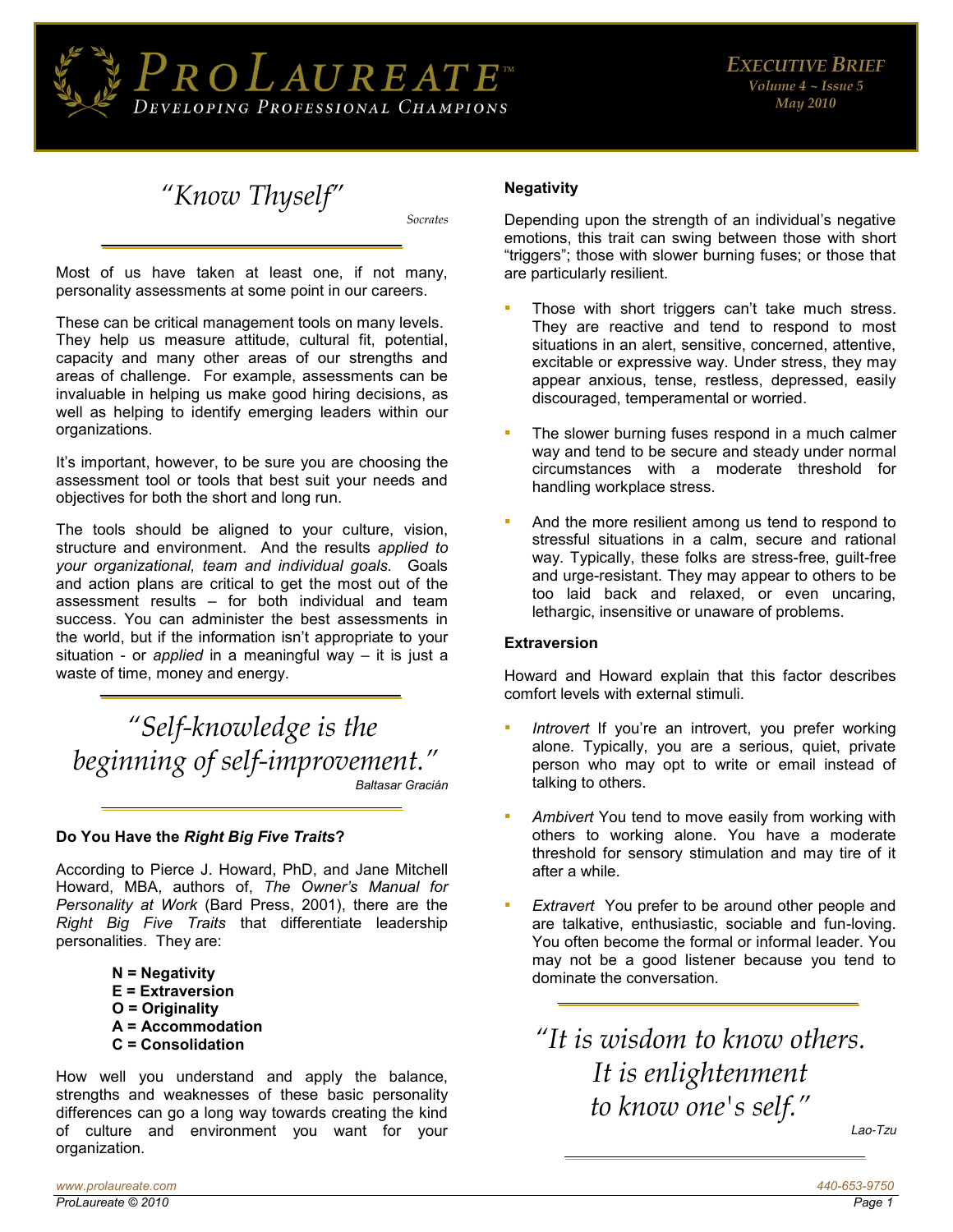# ProLaureate™

*Developing Professional Champions*

**Executive Brief**
Volume 4 ~ Issue 5
May 2010

## *"Know Thyself"*

*Socrates*

Most of us have taken at least one, if not many, personality assessments at some point in our careers.

These can be critical management tools on many levels. They help us measure attitude, cultural fit, potential, capacity and many other areas of our strengths and areas of challenge. For example, assessments can be invaluable in helping us make good hiring decisions, as well as helping to identify emerging leaders within our organizations.

It's important, however, to be sure you are choosing the assessment tool or tools that best suit your needs and objectives for both the short and long run.

The tools should be aligned to your culture, vision, structure and environment. And the results *applied to your organizational, team and individual goals.* Goals and action plans are critical to get the most out of the assessment results – for both individual and team success. You can administer the best assessments in the world, but if the information isn't appropriate to your situation - or *applied* in a meaningful way – it is just a waste of time, money and energy.

> *"Self-knowledge is the beginning of self-improvement."*
>
> Baltasar Gracián

### Do You Have the *Right Big Five Traits*?

According to Pierce J. Howard, PhD, and Jane Mitchell Howard, MBA, authors of, *The Owner's Manual for Personality at Work* (Bard Press, 2001), there are the *Right Big Five Traits* that differentiate leadership personalities. They are:

**N = Negativity**
**E = Extraversion**
**O = Originality**
**A = Accommodation**
**C = Consolidation**

How well you understand and apply the balance, strengths and weaknesses of these basic personality differences can go a long way towards creating the kind of culture and environment you want for your organization.

### Negativity

Depending upon the strength of an individual's negative emotions, this trait can swing between those with short "triggers"; those with slower burning fuses; or those that are particularly resilient.

- Those with short triggers can't take much stress. They are reactive and tend to respond to most situations in an alert, sensitive, concerned, attentive, excitable or expressive way. Under stress, they may appear anxious, tense, restless, depressed, easily discouraged, temperamental or worried.
- The slower burning fuses respond in a much calmer way and tend to be secure and steady under normal circumstances with a moderate threshold for handling workplace stress.
- And the more resilient among us tend to respond to stressful situations in a calm, secure and rational way. Typically, these folks are stress-free, guilt-free and urge-resistant. They may appear to others to be too laid back and relaxed, or even uncaring, lethargic, insensitive or unaware of problems.

### Extraversion

Howard and Howard explain that this factor describes comfort levels with external stimuli.

- *Introvert* If you're an introvert, you prefer working alone. Typically, you are a serious, quiet, private person who may opt to write or email instead of talking to others.
- *Ambivert* You tend to move easily from working with others to working alone. You have a moderate threshold for sensory stimulation and may tire of it after a while.
- *Extravert* You prefer to be around other people and are talkative, enthusiastic, sociable and fun-loving. You often become the formal or informal leader. You may not be a good listener because you tend to dominate the conversation.

> *"It is wisdom to know others. It is enlightenment to know one's self."*
>
> Lao-Tzu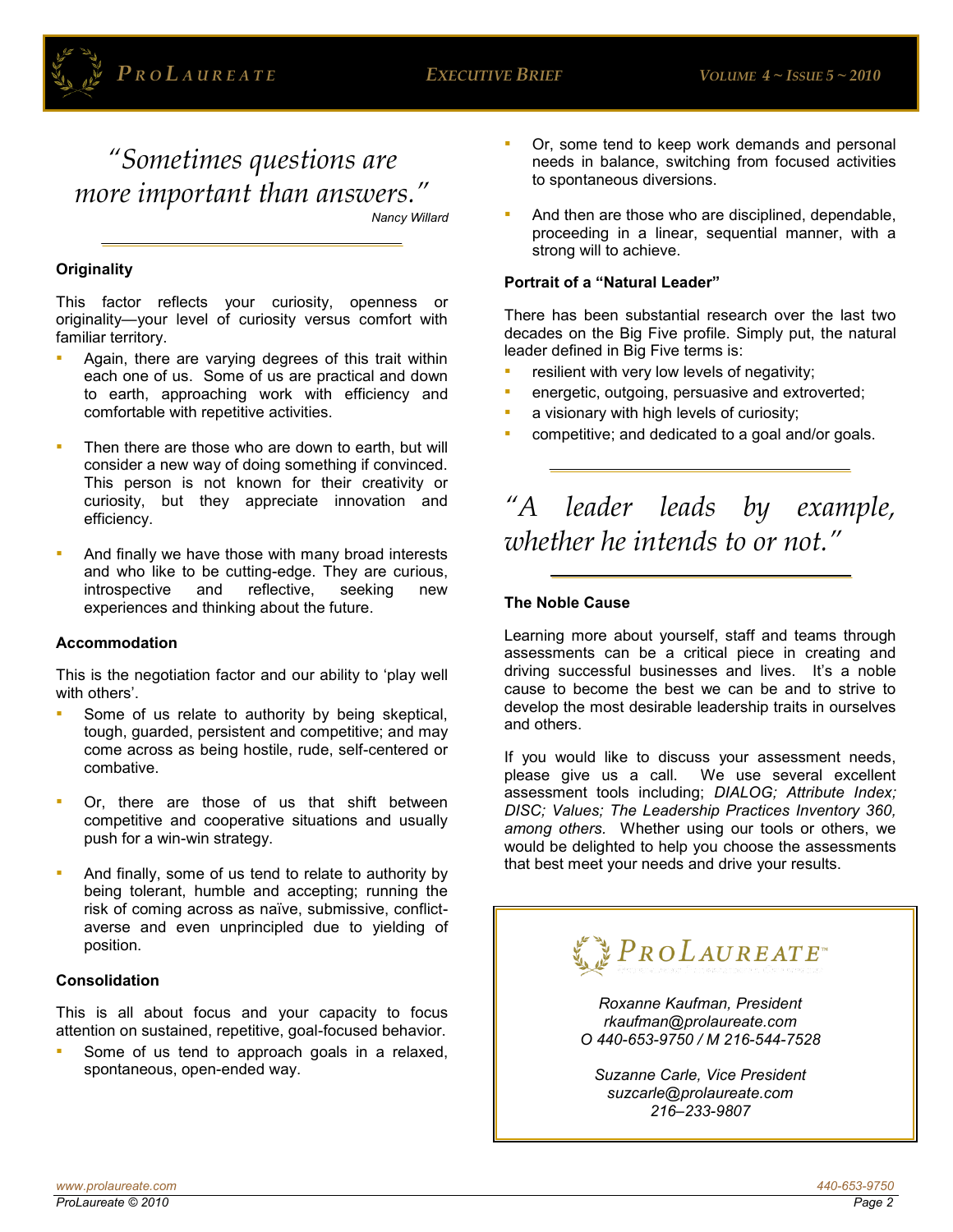*"Sometimes questions are more important than answers."*

Nancy Willard

---

**Originality**

This factor reflects your curiosity, openness or originality—your level of curiosity versus comfort with familiar territory.

- Again, there are varying degrees of this trait within each one of us. Some of us are practical and down to earth, approaching work with efficiency and comfortable with repetitive activities.
- Then there are those who are down to earth, but will consider a new way of doing something if convinced. This person is not known for their creativity or curiosity, but they appreciate innovation and efficiency.
- And finally we have those with many broad interests and who like to be cutting-edge. They are curious, introspective and reflective, seeking new experiences and thinking about the future.

**Accommodation**

This is the negotiation factor and our ability to 'play well with others'.

- Some of us relate to authority by being skeptical, tough, guarded, persistent and competitive; and may come across as being hostile, rude, self-centered or combative.
- Or, there are those of us that shift between competitive and cooperative situations and usually push for a win-win strategy.
- And finally, some of us tend to relate to authority by being tolerant, humble and accepting; running the risk of coming across as naïve, submissive, conflict-averse and even unprincipled due to yielding of position.

**Consolidation**

This is all about focus and your capacity to focus attention on sustained, repetitive, goal-focused behavior.

- Some of us tend to approach goals in a relaxed, spontaneous, open-ended way.
- Or, some tend to keep work demands and personal needs in balance, switching from focused activities to spontaneous diversions.
- And then are those who are disciplined, dependable, proceeding in a linear, sequential manner, with a strong will to achieve.

**Portrait of a "Natural Leader"**

There has been substantial research over the last two decades on the Big Five profile. Simply put, the natural leader defined in Big Five terms is:

- resilient with very low levels of negativity;
- energetic, outgoing, persuasive and extroverted;
- a visionary with high levels of curiosity;
- competitive; and dedicated to a goal and/or goals.

---

*"A leader leads by example, whether he intends to or not."*

---

**The Noble Cause**

Learning more about yourself, staff and teams through assessments can be a critical piece in creating and driving successful businesses and lives. It's a noble cause to become the best we can be and to strive to develop the most desirable leadership traits in ourselves and others.

If you would like to discuss your assessment needs, please give us a call. We use several excellent assessment tools including; *DIALOG; Attribute Index; DISC; Values; The Leadership Practices Inventory 360, among others.* Whether using our tools or others, we would be delighted to help you choose the assessments that best meet your needs and drive your results.

PROLAUREATE™

*Roxanne Kaufman, President*
*rkaufman@prolaureate.com*
*O 440-653-9750 / M 216-544-7528*

*Suzanne Carle, Vice President*
*suzcarle@prolaureate.com*
*216–233-9807*